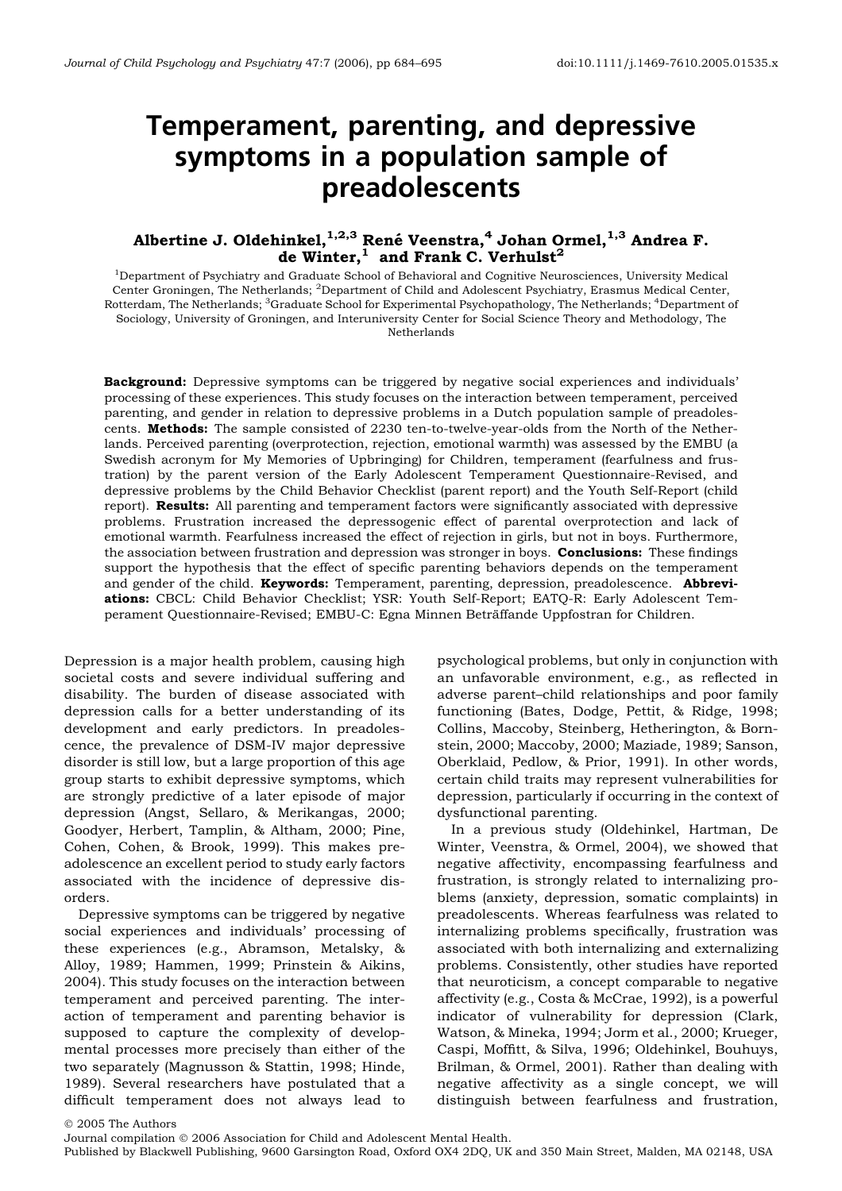# Temperament, parenting, and depressive symptoms in a population sample of preadolescents

**Albertine J. Oldehinkel,[1,2,3] René Veenstra,[4] Johan Ormel,[1,3] Andrea F. de Winter,[1] and Frank C. Verhulst[2]**

[1]Department of Psychiatry and Graduate School of Behavioral and Cognitive Neurosciences, University Medical Center Groningen, The Netherlands; [2]Department of Child and Adolescent Psychiatry, Erasmus Medical Center, Rotterdam, The Netherlands; [3]Graduate School for Experimental Psychopathology, The Netherlands; [4]Department of Sociology, University of Groningen, and Interuniversity Center for Social Science Theory and Methodology, The Netherlands

**Background:** Depressive symptoms can be triggered by negative social experiences and individuals' processing of these experiences. This study focuses on the interaction between temperament, perceived parenting, and gender in relation to depressive problems in a Dutch population sample of preadolescents. **Methods:** The sample consisted of 2230 ten-to-twelve-year-olds from the North of the Netherlands. Perceived parenting (overprotection, rejection, emotional warmth) was assessed by the EMBU (a Swedish acronym for My Memories of Upbringing) for Children, temperament (fearfulness and frustration) by the parent version of the Early Adolescent Temperament Questionnaire-Revised, and depressive problems by the Child Behavior Checklist (parent report) and the Youth Self-Report (child report). **Results:** All parenting and temperament factors were significantly associated with depressive problems. Frustration increased the depressogenic effect of parental overprotection and lack of emotional warmth. Fearfulness increased the effect of rejection in girls, but not in boys. Furthermore, the association between frustration and depression was stronger in boys. **Conclusions:** These findings support the hypothesis that the effect of specific parenting behaviors depends on the temperament and gender of the child. **Keywords:** Temperament, parenting, depression, preadolescence. **Abbreviations:** CBCL: Child Behavior Checklist; YSR: Youth Self-Report; EATQ-R: Early Adolescent Temperament Questionnaire-Revised; EMBU-C: Egna Minnen Beträffande Uppfostran for Children.

Depression is a major health problem, causing high societal costs and severe individual suffering and disability. The burden of disease associated with depression calls for a better understanding of its development and early predictors. In preadolescence, the prevalence of DSM-IV major depressive disorder is still low, but a large proportion of this age group starts to exhibit depressive symptoms, which are strongly predictive of a later episode of major depression (Angst, Sellaro, & Merikangas, 2000; Goodyer, Herbert, Tamplin, & Altham, 2000; Pine, Cohen, Cohen, & Brook, 1999). This makes preadolescence an excellent period to study early factors associated with the incidence of depressive disorders.

Depressive symptoms can be triggered by negative social experiences and individuals' processing of these experiences (e.g., Abramson, Metalsky, & Alloy, 1989; Hammen, 1999; Prinstein & Aikins, 2004). This study focuses on the interaction between temperament and perceived parenting. The interaction of temperament and parenting behavior is supposed to capture the complexity of developmental processes more precisely than either of the two separately (Magnusson & Stattin, 1998; Hinde, 1989). Several researchers have postulated that a difficult temperament does not always lead to psychological problems, but only in conjunction with an unfavorable environment, e.g., as reflected in adverse parent–child relationships and poor family functioning (Bates, Dodge, Pettit, & Ridge, 1998; Collins, Maccoby, Steinberg, Hetherington, & Bornstein, 2000; Maccoby, 2000; Maziade, 1989; Sanson, Oberklaid, Pedlow, & Prior, 1991). In other words, certain child traits may represent vulnerabilities for depression, particularly if occurring in the context of dysfunctional parenting.

In a previous study (Oldehinkel, Hartman, De Winter, Veenstra, & Ormel, 2004), we showed that negative affectivity, encompassing fearfulness and frustration, is strongly related to internalizing problems (anxiety, depression, somatic complaints) in preadolescents. Whereas fearfulness was related to internalizing problems specifically, frustration was associated with both internalizing and externalizing problems. Consistently, other studies have reported that neuroticism, a concept comparable to negative affectivity (e.g., Costa & McCrae, 1992), is a powerful indicator of vulnerability for depression (Clark, Watson, & Mineka, 1994; Jorm et al., 2000; Krueger, Caspi, Moffitt, & Silva, 1996; Oldehinkel, Bouhuys, Brilman, & Ormel, 2001). Rather than dealing with negative affectivity as a single concept, we will distinguish between fearfulness and frustration,

© 2005 The Authors
Journal compilation © 2006 Association for Child and Adolescent Mental Health.
Published by Blackwell Publishing, 9600 Garsington Road, Oxford OX4 2DQ, UK and 350 Main Street, Malden, MA 02148, USA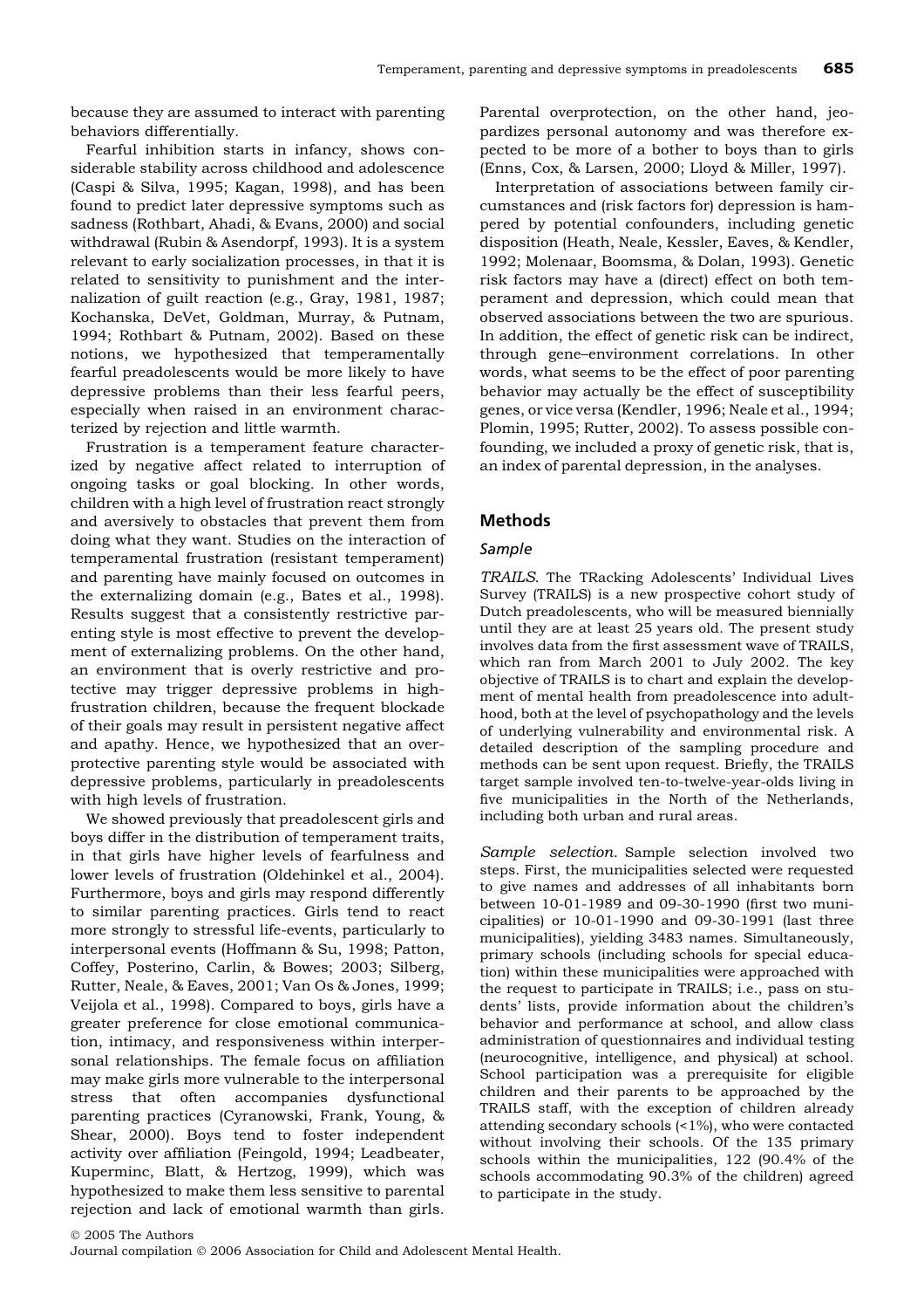because they are assumed to interact with parenting behaviors differentially.

Fearful inhibition starts in infancy, shows considerable stability across childhood and adolescence (Caspi & Silva, 1995; Kagan, 1998), and has been found to predict later depressive symptoms such as sadness (Rothbart, Ahadi, & Evans, 2000) and social withdrawal (Rubin & Asendorpf, 1993). It is a system relevant to early socialization processes, in that it is related to sensitivity to punishment and the internalization of guilt reaction (e.g., Gray, 1981, 1987; Kochanska, DeVet, Goldman, Murray, & Putnam, 1994; Rothbart & Putnam, 2002). Based on these notions, we hypothesized that temperamentally fearful preadolescents would be more likely to have depressive problems than their less fearful peers, especially when raised in an environment characterized by rejection and little warmth.

Frustration is a temperament feature characterized by negative affect related to interruption of ongoing tasks or goal blocking. In other words, children with a high level of frustration react strongly and aversively to obstacles that prevent them from doing what they want. Studies on the interaction of temperamental frustration (resistant temperament) and parenting have mainly focused on outcomes in the externalizing domain (e.g., Bates et al., 1998). Results suggest that a consistently restrictive parenting style is most effective to prevent the development of externalizing problems. On the other hand, an environment that is overly restrictive and protective may trigger depressive problems in high-frustration children, because the frequent blockade of their goals may result in persistent negative affect and apathy. Hence, we hypothesized that an overprotective parenting style would be associated with depressive problems, particularly in preadolescents with high levels of frustration.

We showed previously that preadolescent girls and boys differ in the distribution of temperament traits, in that girls have higher levels of fearfulness and lower levels of frustration (Oldehinkel et al., 2004). Furthermore, boys and girls may respond differently to similar parenting practices. Girls tend to react more strongly to stressful life-events, particularly to interpersonal events (Hoffmann & Su, 1998; Patton, Coffey, Posterino, Carlin, & Bowes; 2003; Silberg, Rutter, Neale, & Eaves, 2001; Van Os & Jones, 1999; Veijola et al., 1998). Compared to boys, girls have a greater preference for close emotional communication, intimacy, and responsiveness within interpersonal relationships. The female focus on affiliation may make girls more vulnerable to the interpersonal stress that often accompanies dysfunctional parenting practices (Cyranowski, Frank, Young, & Shear, 2000). Boys tend to foster independent activity over affiliation (Feingold, 1994; Leadbeater, Kuperminc, Blatt, & Hertzog, 1999), which was hypothesized to make them less sensitive to parental rejection and lack of emotional warmth than girls. Parental overprotection, on the other hand, jeopardizes personal autonomy and was therefore expected to be more of a bother to boys than to girls (Enns, Cox, & Larsen, 2000; Lloyd & Miller, 1997).

Interpretation of associations between family circumstances and (risk factors for) depression is hampered by potential confounders, including genetic disposition (Heath, Neale, Kessler, Eaves, & Kendler, 1992; Molenaar, Boomsma, & Dolan, 1993). Genetic risk factors may have a (direct) effect on both temperament and depression, which could mean that observed associations between the two are spurious. In addition, the effect of genetic risk can be indirect, through gene–environment correlations. In other words, what seems to be the effect of poor parenting behavior may actually be the effect of susceptibility genes, or vice versa (Kendler, 1996; Neale et al., 1994; Plomin, 1995; Rutter, 2002). To assess possible confounding, we included a proxy of genetic risk, that is, an index of parental depression, in the analyses.

## Methods

### Sample

*TRAILS.* The TRacking Adolescents' Individual Lives Survey (TRAILS) is a new prospective cohort study of Dutch preadolescents, who will be measured biennially until they are at least 25 years old. The present study involves data from the first assessment wave of TRAILS, which ran from March 2001 to July 2002. The key objective of TRAILS is to chart and explain the development of mental health from preadolescence into adulthood, both at the level of psychopathology and the levels of underlying vulnerability and environmental risk. A detailed description of the sampling procedure and methods can be sent upon request. Briefly, the TRAILS target sample involved ten-to-twelve-year-olds living in five municipalities in the North of the Netherlands, including both urban and rural areas.

*Sample selection.* Sample selection involved two steps. First, the municipalities selected were requested to give names and addresses of all inhabitants born between 10-01-1989 and 09-30-1990 (first two municipalities) or 10-01-1990 and 09-30-1991 (last three municipalities), yielding 3483 names. Simultaneously, primary schools (including schools for special education) within these municipalities were approached with the request to participate in TRAILS; i.e., pass on students' lists, provide information about the children's behavior and performance at school, and allow class administration of questionnaires and individual testing (neurocognitive, intelligence, and physical) at school. School participation was a prerequisite for eligible children and their parents to be approached by the TRAILS staff, with the exception of children already attending secondary schools (<1%), who were contacted without involving their schools. Of the 135 primary schools within the municipalities, 122 (90.4% of the schools accommodating 90.3% of the children) agreed to participate in the study.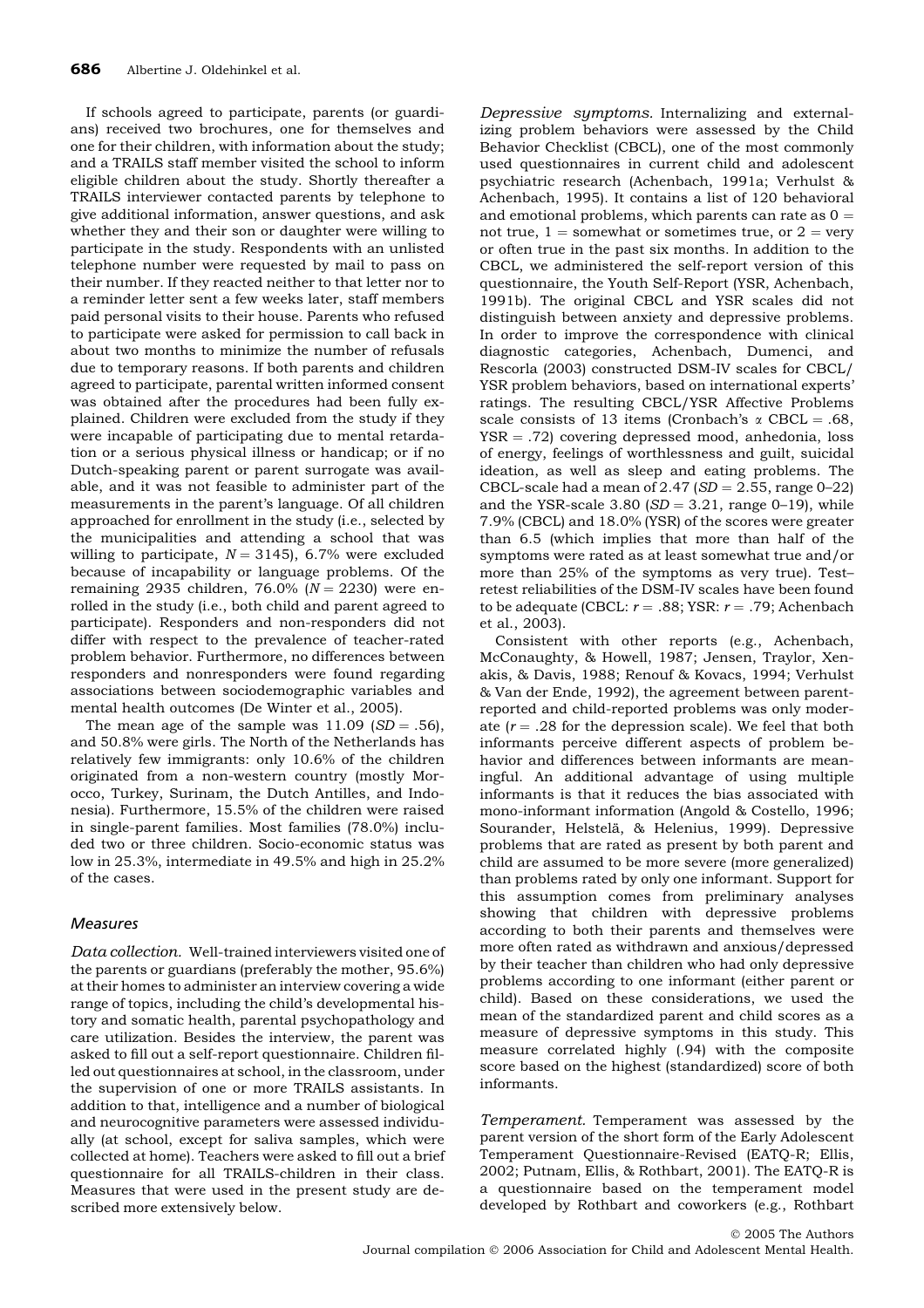If schools agreed to participate, parents (or guardians) received two brochures, one for themselves and one for their children, with information about the study; and a TRAILS staff member visited the school to inform eligible children about the study. Shortly thereafter a TRAILS interviewer contacted parents by telephone to give additional information, answer questions, and ask whether they and their son or daughter were willing to participate in the study. Respondents with an unlisted telephone number were requested by mail to pass on their number. If they reacted neither to that letter nor to a reminder letter sent a few weeks later, staff members paid personal visits to their house. Parents who refused to participate were asked for permission to call back in about two months to minimize the number of refusals due to temporary reasons. If both parents and children agreed to participate, parental written informed consent was obtained after the procedures had been fully explained. Children were excluded from the study if they were incapable of participating due to mental retardation or a serious physical illness or handicap; or if no Dutch-speaking parent or parent surrogate was available, and it was not feasible to administer part of the measurements in the parent's language. Of all children approached for enrollment in the study (i.e., selected by the municipalities and attending a school that was willing to participate, $N = 3145$), 6.7% were excluded because of incapability or language problems. Of the remaining 2935 children, 76.0% ($N = 2230$) were enrolled in the study (i.e., both child and parent agreed to participate). Responders and non-responders did not differ with respect to the prevalence of teacher-rated problem behavior. Furthermore, no differences between responders and nonresponders were found regarding associations between sociodemographic variables and mental health outcomes (De Winter et al., 2005).

The mean age of the sample was 11.09 ($SD = .56$), and 50.8% were girls. The North of the Netherlands has relatively few immigrants: only 10.6% of the children originated from a non-western country (mostly Morocco, Turkey, Surinam, the Dutch Antilles, and Indonesia). Furthermore, 15.5% of the children were raised in single-parent families. Most families (78.0%) included two or three children. Socio-economic status was low in 25.3%, intermediate in 49.5% and high in 25.2% of the cases.

## Measures

*Data collection.* Well-trained interviewers visited one of the parents or guardians (preferably the mother, 95.6%) at their homes to administer an interview covering a wide range of topics, including the child's developmental history and somatic health, parental psychopathology and care utilization. Besides the interview, the parent was asked to fill out a self-report questionnaire. Children filled out questionnaires at school, in the classroom, under the supervision of one or more TRAILS assistants. In addition to that, intelligence and a number of biological and neurocognitive parameters were assessed individually (at school, except for saliva samples, which were collected at home). Teachers were asked to fill out a brief questionnaire for all TRAILS-children in their class. Measures that were used in the present study are described more extensively below.

*Depressive symptoms.* Internalizing and externalizing problem behaviors were assessed by the Child Behavior Checklist (CBCL), one of the most commonly used questionnaires in current child and adolescent psychiatric research (Achenbach, 1991a; Verhulst & Achenbach, 1995). It contains a list of 120 behavioral and emotional problems, which parents can rate as 0 = not true, 1 = somewhat or sometimes true, or 2 = very or often true in the past six months. In addition to the CBCL, we administered the self-report version of this questionnaire, the Youth Self-Report (YSR, Achenbach, 1991b). The original CBCL and YSR scales did not distinguish between anxiety and depressive problems. In order to improve the correspondence with clinical diagnostic categories, Achenbach, Dumenci, and Rescorla (2003) constructed DSM-IV scales for CBCL/YSR problem behaviors, based on international experts' ratings. The resulting CBCL/YSR Affective Problems scale consists of 13 items (Cronbach's $\alpha$ CBCL = .68, YSR = .72) covering depressed mood, anhedonia, loss of energy, feelings of worthlessness and guilt, suicidal ideation, as well as sleep and eating problems. The CBCL-scale had a mean of 2.47 ($SD = 2.55$, range 0–22) and the YSR-scale 3.80 ($SD = 3.21$, range 0–19), while 7.9% (CBCL) and 18.0% (YSR) of the scores were greater than 6.5 (which implies that more than half of the symptoms were rated as at least somewhat true and/or more than 25% of the symptoms as very true). Test–retest reliabilities of the DSM-IV scales have been found to be adequate (CBCL: $r = .88$; YSR: $r = .79$; Achenbach et al., 2003).

Consistent with other reports (e.g., Achenbach, McConaughty, & Howell, 1987; Jensen, Traylor, Xenakis, & Davis, 1988; Renouf & Kovacs, 1994; Verhulst & Van der Ende, 1992), the agreement between parent-reported and child-reported problems was only moderate ($r = .28$ for the depression scale). We feel that both informants perceive different aspects of problem behavior and differences between informants are meaningful. An additional advantage of using multiple informants is that it reduces the bias associated with mono-informant information (Angold & Costello, 1996; Sourander, Helstelä, & Helenius, 1999). Depressive problems that are rated as present by both parent and child are assumed to be more severe (more generalized) than problems rated by only one informant. Support for this assumption comes from preliminary analyses showing that children with depressive problems according to both their parents and themselves were more often rated as withdrawn and anxious/depressed by their teacher than children who had only depressive problems according to one informant (either parent or child). Based on these considerations, we used the mean of the standardized parent and child scores as a measure of depressive symptoms in this study. This measure correlated highly (.94) with the composite score based on the highest (standardized) score of both informants.

*Temperament.* Temperament was assessed by the parent version of the short form of the Early Adolescent Temperament Questionnaire-Revised (EATQ-R; Ellis, 2002; Putnam, Ellis, & Rothbart, 2001). The EATQ-R is a questionnaire based on the temperament model developed by Rothbart and coworkers (e.g., Rothbart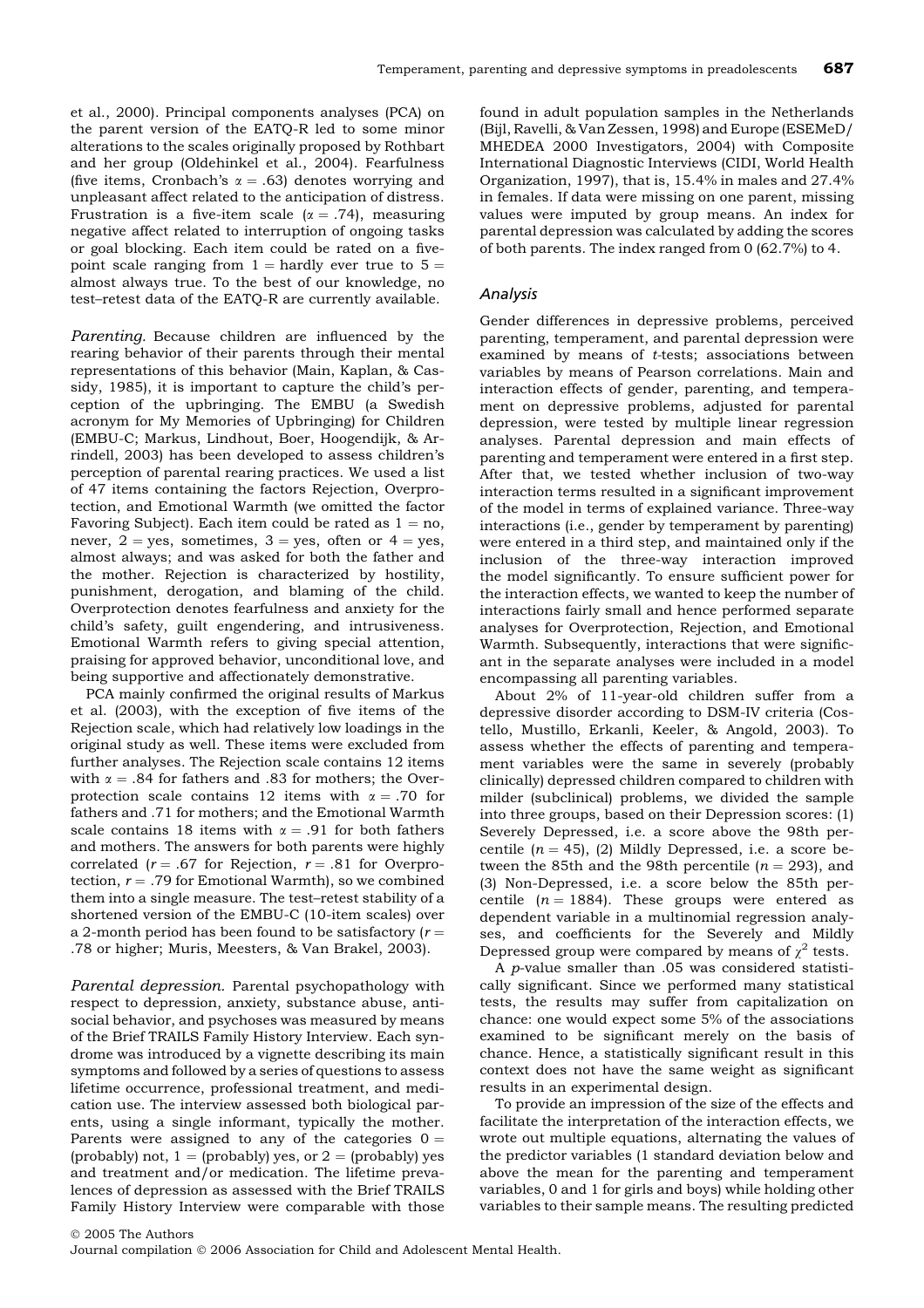et al., 2000). Principal components analyses (PCA) on the parent version of the EATQ-R led to some minor alterations to the scales originally proposed by Rothbart and her group (Oldehinkel et al., 2004). Fearfulness (five items, Cronbach's $\alpha = .63$) denotes worrying and unpleasant affect related to the anticipation of distress. Frustration is a five-item scale ($\alpha = .74$), measuring negative affect related to interruption of ongoing tasks or goal blocking. Each item could be rated on a five-point scale ranging from 1 = hardly ever true to 5 = almost always true. To the best of our knowledge, no test–retest data of the EATQ-R are currently available.

*Parenting.* Because children are influenced by the rearing behavior of their parents through their mental representations of this behavior (Main, Kaplan, & Cassidy, 1985), it is important to capture the child's perception of the upbringing. The EMBU (a Swedish acronym for My Memories of Upbringing) for Children (EMBU-C; Markus, Lindhout, Boer, Hoogendijk, & Arrindell, 2003) has been developed to assess children's perception of parental rearing practices. We used a list of 47 items containing the factors Rejection, Overprotection, and Emotional Warmth (we omitted the factor Favoring Subject). Each item could be rated as 1 = no, never, 2 = yes, sometimes, 3 = yes, often or 4 = yes, almost always; and was asked for both the father and the mother. Rejection is characterized by hostility, punishment, derogation, and blaming of the child. Overprotection denotes fearfulness and anxiety for the child's safety, guilt engendering, and intrusiveness. Emotional Warmth refers to giving special attention, praising for approved behavior, unconditional love, and being supportive and affectionately demonstrative.

PCA mainly confirmed the original results of Markus et al. (2003), with the exception of five items of the Rejection scale, which had relatively low loadings in the original study as well. These items were excluded from further analyses. The Rejection scale contains 12 items with $\alpha = .84$ for fathers and .83 for mothers; the Overprotection scale contains 12 items with $\alpha = .70$ for fathers and .71 for mothers; and the Emotional Warmth scale contains 18 items with $\alpha = .91$ for both fathers and mothers. The answers for both parents were highly correlated ($r = .67$ for Rejection, $r = .81$ for Overprotection, $r = .79$ for Emotional Warmth), so we combined them into a single measure. The test–retest stability of a shortened version of the EMBU-C (10-item scales) over a 2-month period has been found to be satisfactory ($r = .78$ or higher; Muris, Meesters, & Van Brakel, 2003).

*Parental depression.* Parental psychopathology with respect to depression, anxiety, substance abuse, antisocial behavior, and psychoses was measured by means of the Brief TRAILS Family History Interview. Each syndrome was introduced by a vignette describing its main symptoms and followed by a series of questions to assess lifetime occurrence, professional treatment, and medication use. The interview assessed both biological parents, using a single informant, typically the mother. Parents were assigned to any of the categories 0 = (probably) not, 1 = (probably) yes, or 2 = (probably) yes and treatment and/or medication. The lifetime prevalences of depression as assessed with the Brief TRAILS Family History Interview were comparable with those found in adult population samples in the Netherlands (Bijl, Ravelli, & Van Zessen, 1998) and Europe (ESEMeD/MHEDEA 2000 Investigators, 2004) with Composite International Diagnostic Interviews (CIDI, World Health Organization, 1997), that is, 15.4% in males and 27.4% in females. If data were missing on one parent, missing values were imputed by group means. An index for parental depression was calculated by adding the scores of both parents. The index ranged from 0 (62.7%) to 4.

### Analysis

Gender differences in depressive problems, perceived parenting, temperament, and parental depression were examined by means of *t*-tests; associations between variables by means of Pearson correlations. Main and interaction effects of gender, parenting, and temperament on depressive problems, adjusted for parental depression, were tested by multiple linear regression analyses. Parental depression and main effects of parenting and temperament were entered in a first step. After that, we tested whether inclusion of two-way interaction terms resulted in a significant improvement of the model in terms of explained variance. Three-way interactions (i.e., gender by temperament by parenting) were entered in a third step, and maintained only if the inclusion of the three-way interaction improved the model significantly. To ensure sufficient power for the interaction effects, we wanted to keep the number of interactions fairly small and hence performed separate analyses for Overprotection, Rejection, and Emotional Warmth. Subsequently, interactions that were significant in the separate analyses were included in a model encompassing all parenting variables.

About 2% of 11-year-old children suffer from a depressive disorder according to DSM-IV criteria (Costello, Mustillo, Erkanli, Keeler, & Angold, 2003). To assess whether the effects of parenting and temperament variables were the same in severely (probably clinically) depressed children compared to children with milder (subclinical) problems, we divided the sample into three groups, based on their Depression scores: (1) Severely Depressed, i.e. a score above the 98th percentile ($n = 45$), (2) Mildly Depressed, i.e. a score between the 85th and the 98th percentile ($n = 293$), and (3) Non-Depressed, i.e. a score below the 85th percentile ($n = 1884$). These groups were entered as dependent variable in a multinomial regression analyses, and coefficients for the Severely and Mildly Depressed group were compared by means of $\chi^2$ tests.

A *p*-value smaller than .05 was considered statistically significant. Since we performed many statistical tests, the results may suffer from capitalization on chance: one would expect some 5% of the associations examined to be significant merely on the basis of chance. Hence, a statistically significant result in this context does not have the same weight as significant results in an experimental design.

To provide an impression of the size of the effects and facilitate the interpretation of the interaction effects, we wrote out multiple equations, alternating the values of the predictor variables (1 standard deviation below and above the mean for the parenting and temperament variables, 0 and 1 for girls and boys) while holding other variables to their sample means. The resulting predicted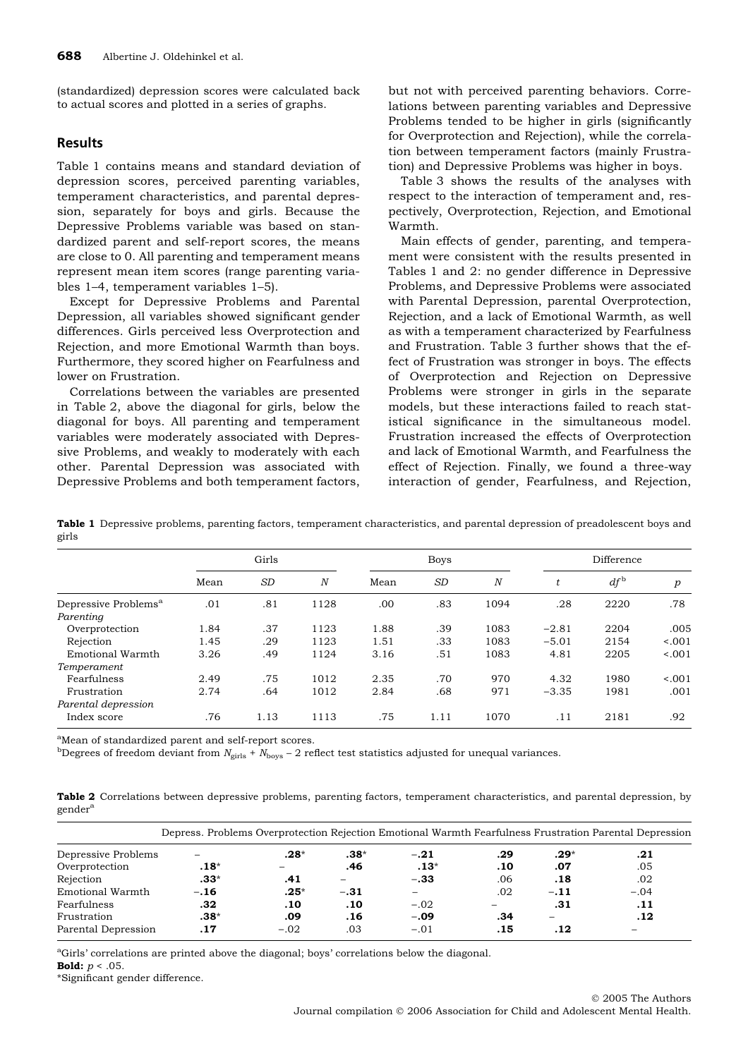(standardized) depression scores were calculated back to actual scores and plotted in a series of graphs.

## Results

Table 1 contains means and standard deviation of depression scores, perceived parenting variables, temperament characteristics, and parental depression, separately for boys and girls. Because the Depressive Problems variable was based on standardized parent and self-report scores, the means are close to 0. All parenting and temperament means represent mean item scores (range parenting variables 1–4, temperament variables 1–5).

Except for Depressive Problems and Parental Depression, all variables showed significant gender differences. Girls perceived less Overprotection and Rejection, and more Emotional Warmth than boys. Furthermore, they scored higher on Fearfulness and lower on Frustration.

Correlations between the variables are presented in Table 2, above the diagonal for girls, below the diagonal for boys. All parenting and temperament variables were moderately associated with Depressive Problems, and weakly to moderately with each other. Parental Depression was associated with Depressive Problems and both temperament factors, but not with perceived parenting behaviors. Correlations between parenting variables and Depressive Problems tended to be higher in girls (significantly for Overprotection and Rejection), while the correlation between temperament factors (mainly Frustration) and Depressive Problems was higher in boys.

Table 3 shows the results of the analyses with respect to the interaction of temperament and, respectively, Overprotection, Rejection, and Emotional Warmth.

Main effects of gender, parenting, and temperament were consistent with the results presented in Tables 1 and 2: no gender difference in Depressive Problems, and Depressive Problems were associated with Parental Depression, parental Overprotection, Rejection, and a lack of Emotional Warmth, as well as with a temperament characterized by Fearfulness and Frustration. Table 3 further shows that the effect of Frustration was stronger in boys. The effects of Overprotection and Rejection on Depressive Problems were stronger in girls in the separate models, but these interactions failed to reach statistical significance in the simultaneous model. Frustration increased the effects of Overprotection and lack of Emotional Warmth, and Fearfulness the effect of Rejection. Finally, we found a three-way interaction of gender, Fearfulness, and Rejection,

**Table 1** Depressive problems, parenting factors, temperament characteristics, and parental depression of preadolescent boys and girls

| | Girls | | | Boys | | | Difference | | |
|---|---|---|---|---|---|---|---|---|---|
| | Mean | *SD* | *N* | Mean | *SD* | *N* | *t* | *df*[b] | *p* |
| Depressive Problems[a] | .01 | .81 | 1128 | .00 | .83 | 1094 | .28 | 2220 | .78 |
| *Parenting* | | | | | | | | | |
| Overprotection | 1.84 | .37 | 1123 | 1.88 | .39 | 1083 | −2.81 | 2204 | .005 |
| Rejection | 1.45 | .29 | 1123 | 1.51 | .33 | 1083 | −5.01 | 2154 | <.001 |
| Emotional Warmth | 3.26 | .49 | 1124 | 3.16 | .51 | 1083 | 4.81 | 2205 | <.001 |
| *Temperament* | | | | | | | | | |
| Fearfulness | 2.49 | .75 | 1012 | 2.35 | .70 | 970 | 4.32 | 1980 | <.001 |
| Frustration | 2.74 | .64 | 1012 | 2.84 | .68 | 971 | −3.35 | 1981 | .001 |
| *Parental depression* | | | | | | | | | |
| Index score | .76 | 1.13 | 1113 | .75 | 1.11 | 1070 | .11 | 2181 | .92 |

[a]Mean of standardized parent and self-report scores.
[b]Degrees of freedom deviant from $N_{girls} + N_{boys} - 2$ reflect test statistics adjusted for unequal variances.

**Table 2** Correlations between depressive problems, parenting factors, temperament characteristics, and parental depression, by gender[a]

| | Depress. Problems | Overprotection | Rejection | Emotional Warmth | Fearfulness | Frustration | Parental Depression |
|---|---|---|---|---|---|---|---|
| Depressive Problems | – | **.28*** | **.38*** | **−.21** | **.29** | **.29*** | **.21** |
| Overprotection | **.18*** | – | **.46** | **.13*** | **.10** | **.07** | .05 |
| Rejection | **.33*** | **.41** | – | **−.33** | .06 | **.18** | .02 |
| Emotional Warmth | **−.16** | **.25*** | **−.31** | – | .02 | **−.11** | −.04 |
| Fearfulness | **.32** | **.10** | **.10** | −.02 | – | **.31** | **.11** |
| Frustration | **.38*** | **.09** | **.16** | **−.09** | **.34** | – | **.12** |
| Parental Depression | **.17** | −.02 | .03 | −.01 | **.15** | **.12** | – |

[a]Girls' correlations are printed above the diagonal; boys' correlations below the diagonal.
**Bold:** $p < .05$.
*Significant gender difference.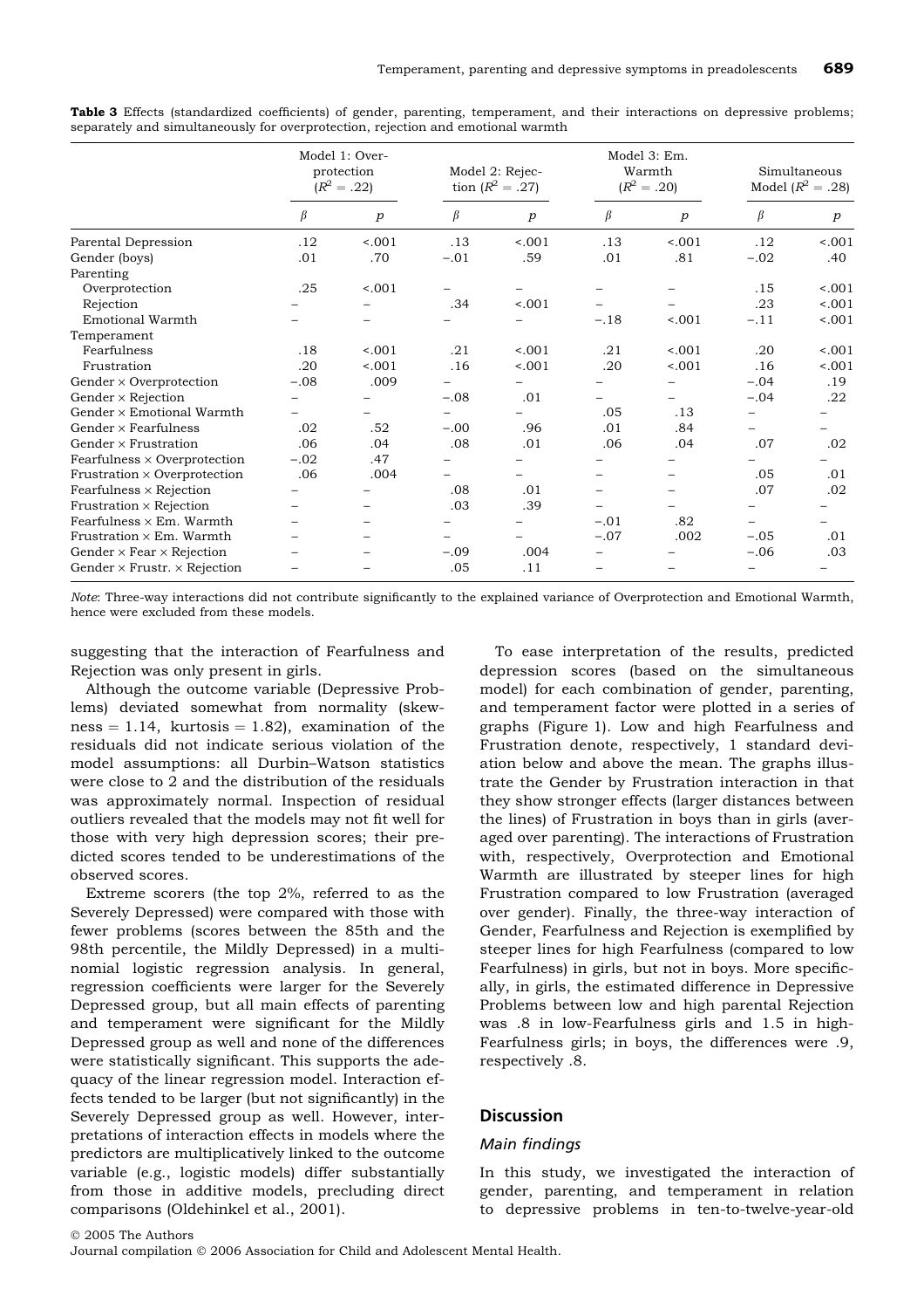**Table 3** Effects (standardized coefficients) of gender, parenting, temperament, and their interactions on depressive problems; separately and simultaneously for overprotection, rejection and emotional warmth

| | Model 1: Overprotection ($R^2 = .22$) | | Model 2: Rejection ($R^2 = .27$) | | Model 3: Em. Warmth ($R^2 = .20$) | | Simultaneous Model ($R^2 = .28$) | |
|---|---|---|---|---|---|---|---|---|
| | $\beta$ | $p$ | $\beta$ | $p$ | $\beta$ | $p$ | $\beta$ | $p$ |
| Parental Depression | .12 | <.001 | .13 | <.001 | .13 | <.001 | .12 | <.001 |
| Gender (boys) | .01 | .70 | −.01 | .59 | .01 | .81 | −.02 | .40 |
| Parenting | | | | | | | | |
| Overprotection | .25 | <.001 | – | – | – | – | .15 | <.001 |
| Rejection | – | – | .34 | <.001 | – | – | .23 | <.001 |
| Emotional Warmth | – | – | – | – | −.18 | <.001 | −.11 | <.001 |
| Temperament | | | | | | | | |
| Fearfulness | .18 | <.001 | .21 | <.001 | .21 | <.001 | .20 | <.001 |
| Frustration | .20 | <.001 | .16 | <.001 | .20 | <.001 | .16 | <.001 |
| Gender × Overprotection | −.08 | .009 | – | – | – | – | −.04 | .19 |
| Gender × Rejection | – | – | −.08 | .01 | – | – | −.04 | .22 |
| Gender × Emotional Warmth | – | – | – | – | .05 | .13 | – | – |
| Gender × Fearfulness | .02 | .52 | −.00 | .96 | .01 | .84 | – | – |
| Gender × Frustration | .06 | .04 | .08 | .01 | .06 | .04 | .07 | .02 |
| Fearfulness × Overprotection | −.02 | .47 | – | – | – | – | – | – |
| Frustration × Overprotection | .06 | .004 | – | – | – | – | .05 | .01 |
| Fearfulness × Rejection | – | – | .08 | .01 | – | – | .07 | .02 |
| Frustration × Rejection | – | – | .03 | .39 | – | – | – | – |
| Fearfulness × Em. Warmth | – | – | – | – | −.01 | .82 | – | – |
| Frustration × Em. Warmth | – | – | – | – | −.07 | .002 | −.05 | .01 |
| Gender × Fear × Rejection | – | – | −.09 | .004 | – | – | −.06 | .03 |
| Gender × Frustr. × Rejection | – | – | .05 | .11 | – | – | – | – |

*Note*: Three-way interactions did not contribute significantly to the explained variance of Overprotection and Emotional Warmth, hence were excluded from these models.

suggesting that the interaction of Fearfulness and Rejection was only present in girls.

Although the outcome variable (Depressive Problems) deviated somewhat from normality (skewness = 1.14, kurtosis = 1.82), examination of the residuals did not indicate serious violation of the model assumptions: all Durbin–Watson statistics were close to 2 and the distribution of the residuals was approximately normal. Inspection of residual outliers revealed that the models may not fit well for those with very high depression scores; their predicted scores tended to be underestimations of the observed scores.

Extreme scorers (the top 2%, referred to as the Severely Depressed) were compared with those with fewer problems (scores between the 85th and the 98th percentile, the Mildly Depressed) in a multinomial logistic regression analysis. In general, regression coefficients were larger for the Severely Depressed group, but all main effects of parenting and temperament were significant for the Mildly Depressed group as well and none of the differences were statistically significant. This supports the adequacy of the linear regression model. Interaction effects tended to be larger (but not significantly) in the Severely Depressed group as well. However, interpretations of interaction effects in models where the predictors are multiplicatively linked to the outcome variable (e.g., logistic models) differ substantially from those in additive models, precluding direct comparisons (Oldehinkel et al., 2001).

To ease interpretation of the results, predicted depression scores (based on the simultaneous model) for each combination of gender, parenting, and temperament factor were plotted in a series of graphs (Figure 1). Low and high Fearfulness and Frustration denote, respectively, 1 standard deviation below and above the mean. The graphs illustrate the Gender by Frustration interaction in that they show stronger effects (larger distances between the lines) of Frustration in boys than in girls (averaged over parenting). The interactions of Frustration with, respectively, Overprotection and Emotional Warmth are illustrated by steeper lines for high Frustration compared to low Frustration (averaged over gender). Finally, the three-way interaction of Gender, Fearfulness and Rejection is exemplified by steeper lines for high Fearfulness (compared to low Fearfulness) in girls, but not in boys. More specifically, in girls, the estimated difference in Depressive Problems between low and high parental Rejection was .8 in low-Fearfulness girls and 1.5 in high-Fearfulness girls; in boys, the differences were .9, respectively .8.

## Discussion

### *Main findings*

In this study, we investigated the interaction of gender, parenting, and temperament in relation to depressive problems in ten-to-twelve-year-old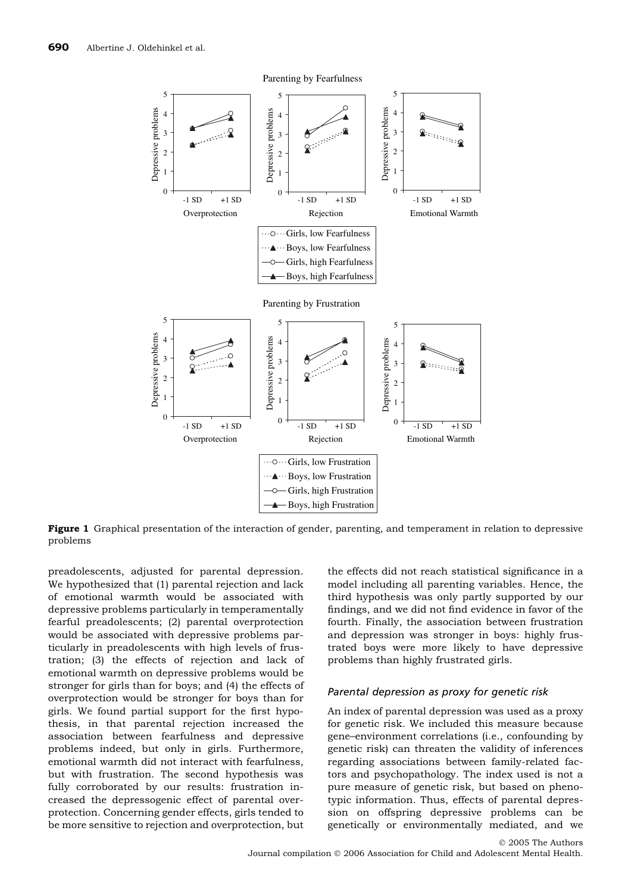**Figure 1** Graphical presentation of the interaction of gender, parenting, and temperament in relation to depressive problems

preadolescents, adjusted for parental depression. We hypothesized that (1) parental rejection and lack of emotional warmth would be associated with depressive problems particularly in temperamentally fearful preadolescents; (2) parental overprotection would be associated with depressive problems particularly in preadolescents with high levels of frustration; (3) the effects of rejection and lack of emotional warmth on depressive problems would be stronger for girls than for boys; and (4) the effects of overprotection would be stronger for boys than for girls. We found partial support for the first hypothesis, in that parental rejection increased the association between fearfulness and depressive problems indeed, but only in girls. Furthermore, emotional warmth did not interact with fearfulness, but with frustration. The second hypothesis was fully corroborated by our results: frustration increased the depressogenic effect of parental overprotection. Concerning gender effects, girls tended to be more sensitive to rejection and overprotection, but the effects did not reach statistical significance in a model including all parenting variables. Hence, the third hypothesis was only partly supported by our findings, and we did not find evidence in favor of the fourth. Finally, the association between frustration and depression was stronger in boys: highly frustrated boys were more likely to have depressive problems than highly frustrated girls.

### *Parental depression as proxy for genetic risk*

An index of parental depression was used as a proxy for genetic risk. We included this measure because gene–environment correlations (i.e., confounding by genetic risk) can threaten the validity of inferences regarding associations between family-related factors and psychopathology. The index used is not a pure measure of genetic risk, but based on phenotypic information. Thus, effects of parental depression on offspring depressive problems can be genetically or environmentally mediated, and we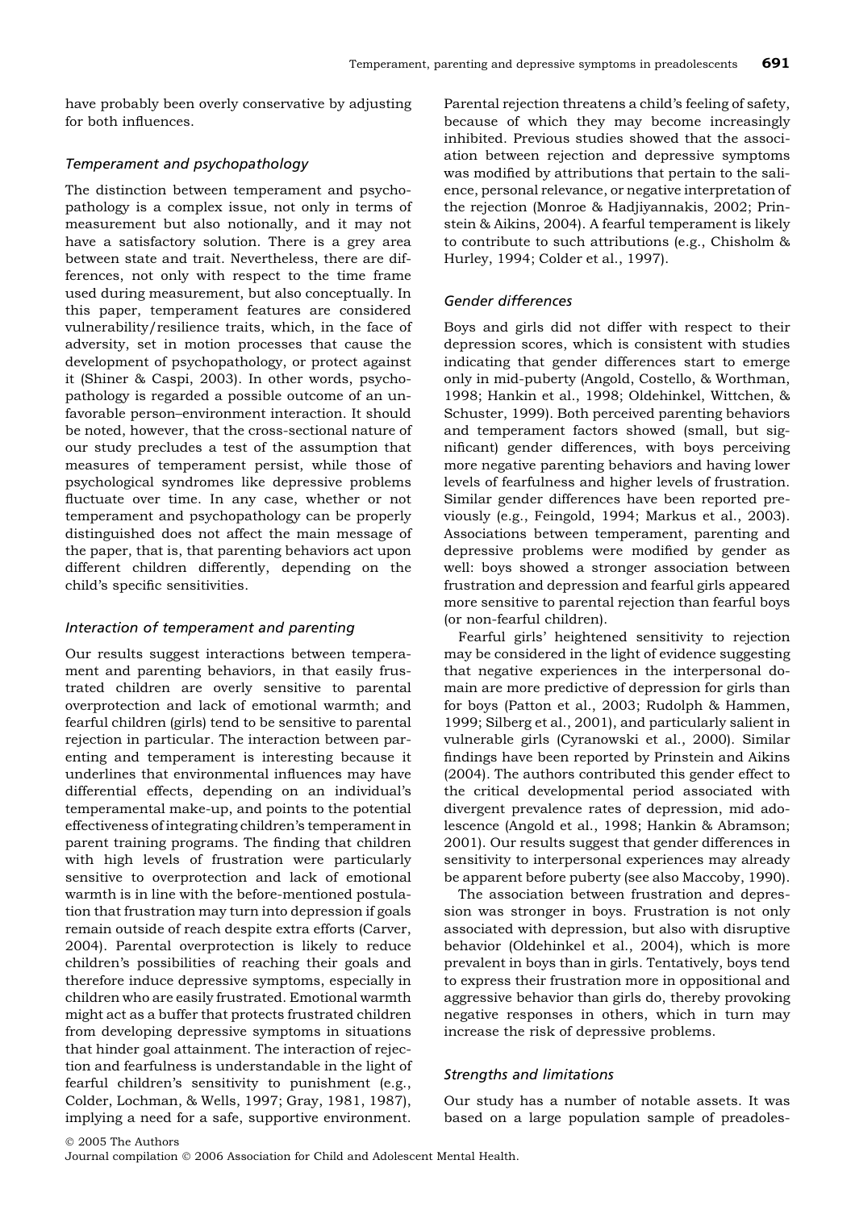have probably been overly conservative by adjusting for both influences.

### *Temperament and psychopathology*

The distinction between temperament and psychopathology is a complex issue, not only in terms of measurement but also notionally, and it may not have a satisfactory solution. There is a grey area between state and trait. Nevertheless, there are differences, not only with respect to the time frame used during measurement, but also conceptually. In this paper, temperament features are considered vulnerability/resilience traits, which, in the face of adversity, set in motion processes that cause the development of psychopathology, or protect against it (Shiner & Caspi, 2003). In other words, psychopathology is regarded a possible outcome of an unfavorable person–environment interaction. It should be noted, however, that the cross-sectional nature of our study precludes a test of the assumption that measures of temperament persist, while those of psychological syndromes like depressive problems fluctuate over time. In any case, whether or not temperament and psychopathology can be properly distinguished does not affect the main message of the paper, that is, that parenting behaviors act upon different children differently, depending on the child's specific sensitivities.

### *Interaction of temperament and parenting*

Our results suggest interactions between temperament and parenting behaviors, in that easily frustrated children are overly sensitive to parental overprotection and lack of emotional warmth; and fearful children (girls) tend to be sensitive to parental rejection in particular. The interaction between parenting and temperament is interesting because it underlines that environmental influences may have differential effects, depending on an individual's temperamental make-up, and points to the potential effectiveness of integrating children's temperament in parent training programs. The finding that children with high levels of frustration were particularly sensitive to overprotection and lack of emotional warmth is in line with the before-mentioned postulation that frustration may turn into depression if goals remain outside of reach despite extra efforts (Carver, 2004). Parental overprotection is likely to reduce children's possibilities of reaching their goals and therefore induce depressive symptoms, especially in children who are easily frustrated. Emotional warmth might act as a buffer that protects frustrated children from developing depressive symptoms in situations that hinder goal attainment. The interaction of rejection and fearfulness is understandable in the light of fearful children's sensitivity to punishment (e.g., Colder, Lochman, & Wells, 1997; Gray, 1981, 1987), implying a need for a safe, supportive environment. Parental rejection threatens a child's feeling of safety, because of which they may become increasingly inhibited. Previous studies showed that the association between rejection and depressive symptoms was modified by attributions that pertain to the salience, personal relevance, or negative interpretation of the rejection (Monroe & Hadjiyannakis, 2002; Prinstein & Aikins, 2004). A fearful temperament is likely to contribute to such attributions (e.g., Chisholm & Hurley, 1994; Colder et al., 1997).

### *Gender differences*

Boys and girls did not differ with respect to their depression scores, which is consistent with studies indicating that gender differences start to emerge only in mid-puberty (Angold, Costello, & Worthman, 1998; Hankin et al., 1998; Oldehinkel, Wittchen, & Schuster, 1999). Both perceived parenting behaviors and temperament factors showed (small, but significant) gender differences, with boys perceiving more negative parenting behaviors and having lower levels of fearfulness and higher levels of frustration. Similar gender differences have been reported previously (e.g., Feingold, 1994; Markus et al., 2003). Associations between temperament, parenting and depressive problems were modified by gender as well: boys showed a stronger association between frustration and depression and fearful girls appeared more sensitive to parental rejection than fearful boys (or non-fearful children).

Fearful girls' heightened sensitivity to rejection may be considered in the light of evidence suggesting that negative experiences in the interpersonal domain are more predictive of depression for girls than for boys (Patton et al., 2003; Rudolph & Hammen, 1999; Silberg et al., 2001), and particularly salient in vulnerable girls (Cyranowski et al., 2000). Similar findings have been reported by Prinstein and Aikins (2004). The authors contributed this gender effect to the critical developmental period associated with divergent prevalence rates of depression, mid adolescence (Angold et al., 1998; Hankin & Abramson; 2001). Our results suggest that gender differences in sensitivity to interpersonal experiences may already be apparent before puberty (see also Maccoby, 1990).

The association between frustration and depression was stronger in boys. Frustration is not only associated with depression, but also with disruptive behavior (Oldehinkel et al., 2004), which is more prevalent in boys than in girls. Tentatively, boys tend to express their frustration more in oppositional and aggressive behavior than girls do, thereby provoking negative responses in others, which in turn may increase the risk of depressive problems.

### *Strengths and limitations*

Our study has a number of notable assets. It was based on a large population sample of preadoles-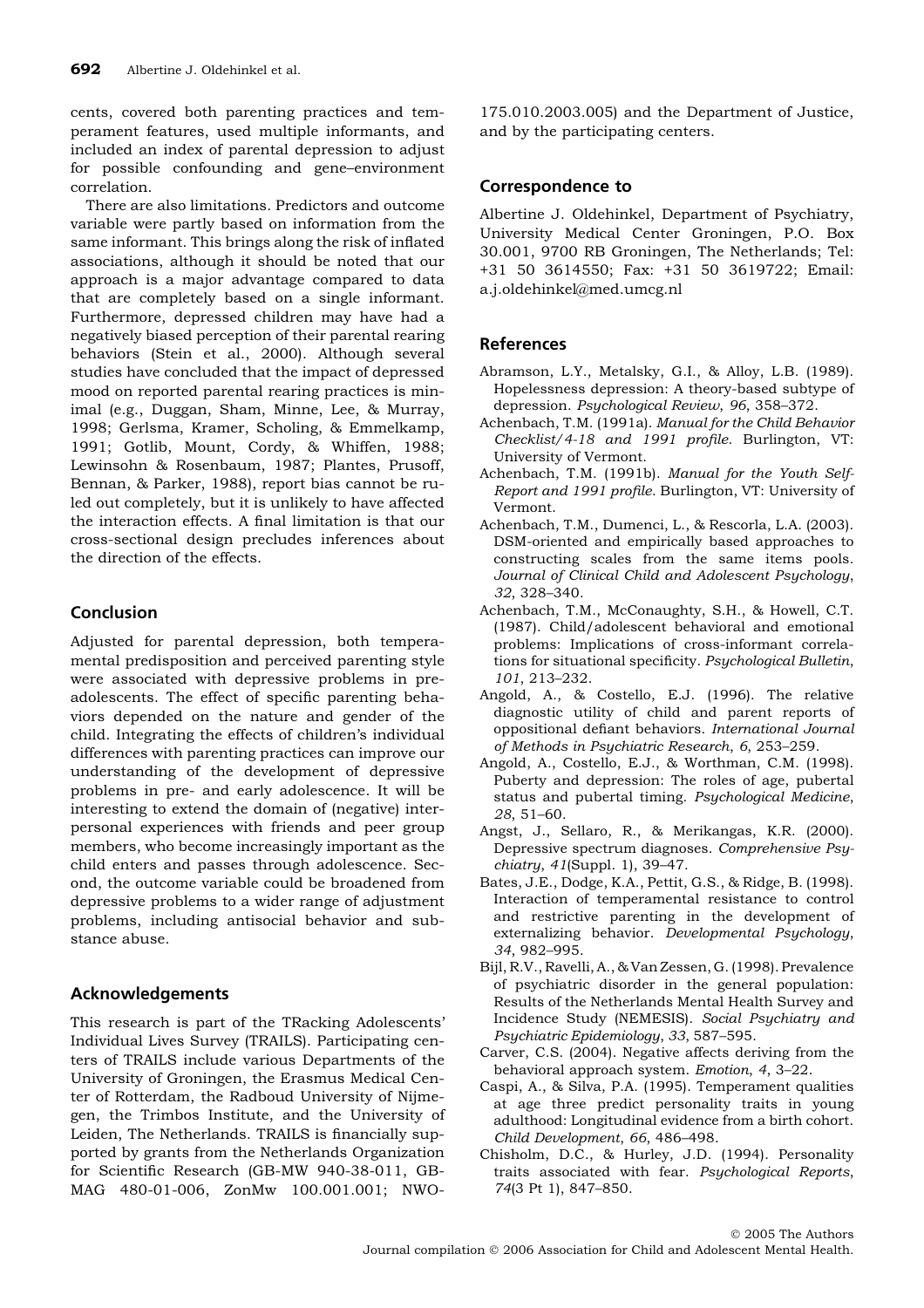cents, covered both parenting practices and temperament features, used multiple informants, and included an index of parental depression to adjust for possible confounding and gene–environment correlation.

There are also limitations. Predictors and outcome variable were partly based on information from the same informant. This brings along the risk of inflated associations, although it should be noted that our approach is a major advantage compared to data that are completely based on a single informant. Furthermore, depressed children may have had a negatively biased perception of their parental rearing behaviors (Stein et al., 2000). Although several studies have concluded that the impact of depressed mood on reported parental rearing practices is minimal (e.g., Duggan, Sham, Minne, Lee, & Murray, 1998; Gerlsma, Kramer, Scholing, & Emmelkamp, 1991; Gotlib, Mount, Cordy, & Whiffen, 1988; Lewinsohn & Rosenbaum, 1987; Plantes, Prusoff, Bennan, & Parker, 1988), report bias cannot be ruled out completely, but it is unlikely to have affected the interaction effects. A final limitation is that our cross-sectional design precludes inferences about the direction of the effects.

## Conclusion

Adjusted for parental depression, both temperamental predisposition and perceived parenting style were associated with depressive problems in preadolescents. The effect of specific parenting behaviors depended on the nature and gender of the child. Integrating the effects of children's individual differences with parenting practices can improve our understanding of the development of depressive problems in pre- and early adolescence. It will be interesting to extend the domain of (negative) interpersonal experiences with friends and peer group members, who become increasingly important as the child enters and passes through adolescence. Second, the outcome variable could be broadened from depressive problems to a wider range of adjustment problems, including antisocial behavior and substance abuse.

## Acknowledgements

This research is part of the TRacking Adolescents' Individual Lives Survey (TRAILS). Participating centers of TRAILS include various Departments of the University of Groningen, the Erasmus Medical Center of Rotterdam, the Radboud University of Nijmegen, the Trimbos Institute, and the University of Leiden, The Netherlands. TRAILS is financially supported by grants from the Netherlands Organization for Scientific Research (GB-MW 940-38-011, GB-MAG 480-01-006, ZonMw 100.001.001; NWO-175.010.2003.005) and the Department of Justice, and by the participating centers.

## Correspondence to

Albertine J. Oldehinkel, Department of Psychiatry, University Medical Center Groningen, P.O. Box 30.001, 9700 RB Groningen, The Netherlands; Tel: +31 50 3614550; Fax: +31 50 3619722; Email: a.j.oldehinkel@med.umcg.nl

## References

Abramson, L.Y., Metalsky, G.I., & Alloy, L.B. (1989). Hopelessness depression: A theory-based subtype of depression. *Psychological Review*, *96*, 358–372.

Achenbach, T.M. (1991a). *Manual for the Child Behavior Checklist/4-18 and 1991 profile*. Burlington, VT: University of Vermont.

Achenbach, T.M. (1991b). *Manual for the Youth Self-Report and 1991 profile*. Burlington, VT: University of Vermont.

Achenbach, T.M., Dumenci, L., & Rescorla, L.A. (2003). DSM-oriented and empirically based approaches to constructing scales from the same items pools. *Journal of Clinical Child and Adolescent Psychology*, *32*, 328–340.

Achenbach, T.M., McConaughty, S.H., & Howell, C.T. (1987). Child/adolescent behavioral and emotional problems: Implications of cross-informant correlations for situational specificity. *Psychological Bulletin*, *101*, 213–232.

Angold, A., & Costello, E.J. (1996). The relative diagnostic utility of child and parent reports of oppositional defiant behaviors. *International Journal of Methods in Psychiatric Research*, *6*, 253–259.

Angold, A., Costello, E.J., & Worthman, C.M. (1998). Puberty and depression: The roles of age, pubertal status and pubertal timing. *Psychological Medicine*, *28*, 51–60.

Angst, J., Sellaro, R., & Merikangas, K.R. (2000). Depressive spectrum diagnoses. *Comprehensive Psychiatry*, *41*(Suppl. 1), 39–47.

Bates, J.E., Dodge, K.A., Pettit, G.S., & Ridge, B. (1998). Interaction of temperamental resistance to control and restrictive parenting in the development of externalizing behavior. *Developmental Psychology*, *34*, 982–995.

Bijl, R.V., Ravelli, A., & Van Zessen, G. (1998). Prevalence of psychiatric disorder in the general population: Results of the Netherlands Mental Health Survey and Incidence Study (NEMESIS). *Social Psychiatry and Psychiatric Epidemiology*, *33*, 587–595.

Carver, C.S. (2004). Negative affects deriving from the behavioral approach system. *Emotion*, *4*, 3–22.

Caspi, A., & Silva, P.A. (1995). Temperament qualities at age three predict personality traits in young adulthood: Longitudinal evidence from a birth cohort. *Child Development*, *66*, 486–498.

Chisholm, D.C., & Hurley, J.D. (1994). Personality traits associated with fear. *Psychological Reports*, *74*(3 Pt 1), 847–850.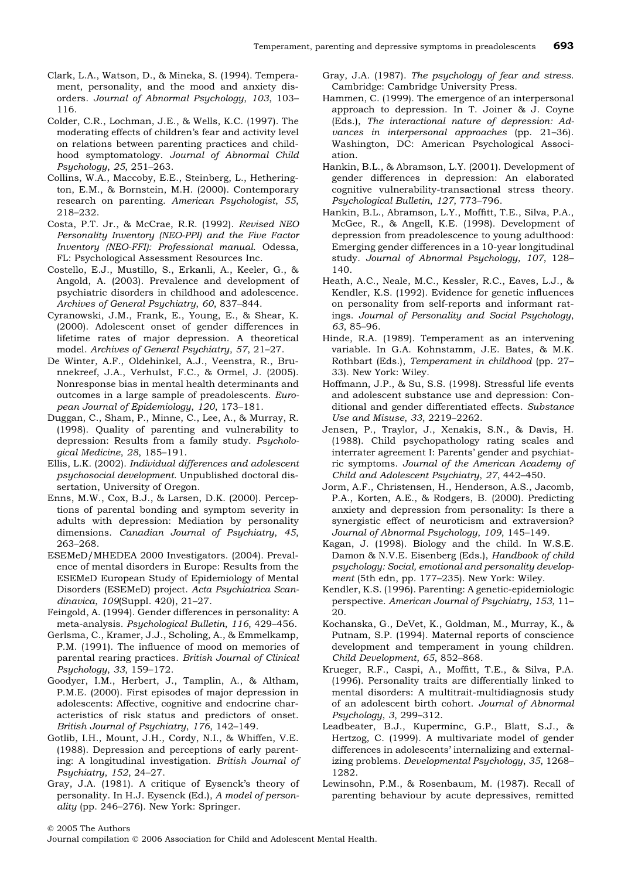Clark, L.A., Watson, D., & Mineka, S. (1994). Temperament, personality, and the mood and anxiety disorders. *Journal of Abnormal Psychology*, *103*, 103–116.

Colder, C.R., Lochman, J.E., & Wells, K.C. (1997). The moderating effects of children's fear and activity level on relations between parenting practices and childhood symptomatology. *Journal of Abnormal Child Psychology*, *25*, 251–263.

Collins, W.A., Maccoby, E.E., Steinberg, L., Hetherington, E.M., & Bornstein, M.H. (2000). Contemporary research on parenting. *American Psychologist*, *55*, 218–232.

Costa, P.T. Jr., & McCrae, R.R. (1992). *Revised NEO Personality Inventory (NEO-PPI) and the Five Factor Inventory (NEO-FFI): Professional manual*. Odessa, FL: Psychological Assessment Resources Inc.

Costello, E.J., Mustillo, S., Erkanli, A., Keeler, G., & Angold, A. (2003). Prevalence and development of psychiatric disorders in childhood and adolescence. *Archives of General Psychiatry*, *60*, 837–844.

Cyranowski, J.M., Frank, E., Young, E., & Shear, K. (2000). Adolescent onset of gender differences in lifetime rates of major depression. A theoretical model. *Archives of General Psychiatry*, *57*, 21–27.

De Winter, A.F., Oldehinkel, A.J., Veenstra, R., Brunnekreef, J.A., Verhulst, F.C., & Ormel, J. (2005). Nonresponse bias in mental health determinants and outcomes in a large sample of preadolescents. *European Journal of Epidemiology*, *120*, 173–181.

Duggan, C., Sham, P., Minne, C., Lee, A., & Murray, R. (1998). Quality of parenting and vulnerability to depression: Results from a family study. *Psychological Medicine*, *28*, 185–191.

Ellis, L.K. (2002). *Individual differences and adolescent psychosocial development*. Unpublished doctoral dissertation, University of Oregon.

Enns, M.W., Cox, B.J., & Larsen, D.K. (2000). Perceptions of parental bonding and symptom severity in adults with depression: Mediation by personality dimensions. *Canadian Journal of Psychiatry*, *45*, 263–268.

ESEMeD/MHEDEA 2000 Investigators. (2004). Prevalence of mental disorders in Europe: Results from the ESEMeD European Study of Epidemiology of Mental Disorders (ESEMeD) project. *Acta Psychiatrica Scandinavica*, *109*(Suppl. 420), 21–27.

Feingold, A. (1994). Gender differences in personality: A meta-analysis. *Psychological Bulletin*, *116*, 429–456.

Gerlsma, C., Kramer, J.J., Scholing, A., & Emmelkamp, P.M. (1991). The influence of mood on memories of parental rearing practices. *British Journal of Clinical Psychology*, *33*, 159–172.

Goodyer, I.M., Herbert, J., Tamplin, A., & Altham, P.M.E. (2000). First episodes of major depression in adolescents: Affective, cognitive and endocrine characteristics of risk status and predictors of onset. *British Journal of Psychiatry*, *176*, 142–149.

Gotlib, I.H., Mount, J.H., Cordy, N.I., & Whiffen, V.E. (1988). Depression and perceptions of early parenting: A longitudinal investigation. *British Journal of Psychiatry*, *152*, 24–27.

Gray, J.A. (1981). A critique of Eysenck's theory of personality. In H.J. Eysenck (Ed.), *A model of personality* (pp. 246–276). New York: Springer.

Gray, J.A. (1987). *The psychology of fear and stress*. Cambridge: Cambridge University Press.

Hammen, C. (1999). The emergence of an interpersonal approach to depression. In T. Joiner & J. Coyne (Eds.), *The interactional nature of depression: Advances in interpersonal approaches* (pp. 21–36). Washington, DC: American Psychological Association.

Hankin, B.L., & Abramson, L.Y. (2001). Development of gender differences in depression: An elaborated cognitive vulnerability-transactional stress theory. *Psychological Bulletin*, *127*, 773–796.

Hankin, B.L., Abramson, L.Y., Moffitt, T.E., Silva, P.A., McGee, R., & Angell, K.E. (1998). Development of depression from preadolescence to young adulthood: Emerging gender differences in a 10-year longitudinal study. *Journal of Abnormal Psychology*, *107*, 128–140.

Heath, A.C., Neale, M.C., Kessler, R.C., Eaves, L.J., & Kendler, K.S. (1992). Evidence for genetic influences on personality from self-reports and informant ratings. *Journal of Personality and Social Psychology*, *63*, 85–96.

Hinde, R.A. (1989). Temperament as an intervening variable. In G.A. Kohnstamm, J.E. Bates, & M.K. Rothbart (Eds.), *Temperament in childhood* (pp. 27–33). New York: Wiley.

Hoffmann, J.P., & Su, S.S. (1998). Stressful life events and adolescent substance use and depression: Conditional and gender differentiated effects. *Substance Use and Misuse*, *33*, 2219–2262.

Jensen, P., Traylor, J., Xenakis, S.N., & Davis, H. (1988). Child psychopathology rating scales and interrater agreement I: Parents' gender and psychiatric symptoms. *Journal of the American Academy of Child and Adolescent Psychiatry*, *27*, 442–450.

Jorm, A.F., Christensen, H., Henderson, A.S., Jacomb, P.A., Korten, A.E., & Rodgers, B. (2000). Predicting anxiety and depression from personality: Is there a synergistic effect of neuroticism and extraversion? *Journal of Abnormal Psychology*, *109*, 145–149.

Kagan, J. (1998). Biology and the child. In W.S.E. Damon & N.V.E. Eisenberg (Eds.), *Handbook of child psychology: Social, emotional and personality development* (5th edn, pp. 177–235). New York: Wiley.

Kendler, K.S. (1996). Parenting: A genetic-epidemiologic perspective. *American Journal of Psychiatry*, *153*, 11–20.

Kochanska, G., DeVet, K., Goldman, M., Murray, K., & Putnam, S.P. (1994). Maternal reports of conscience development and temperament in young children. *Child Development*, *65*, 852–868.

Krueger, R.F., Caspi, A., Moffitt, T.E., & Silva, P.A. (1996). Personality traits are differentially linked to mental disorders: A multitrait-multidiagnosis study of an adolescent birth cohort. *Journal of Abnormal Psychology*, *3*, 299–312.

Leadbeater, B.J., Kuperminc, G.P., Blatt, S.J., & Hertzog, C. (1999). A multivariate model of gender differences in adolescents' internalizing and externalizing problems. *Developmental Psychology*, *35*, 1268–1282.

Lewinsohn, P.M., & Rosenbaum, M. (1987). Recall of parenting behaviour by acute depressives, remitted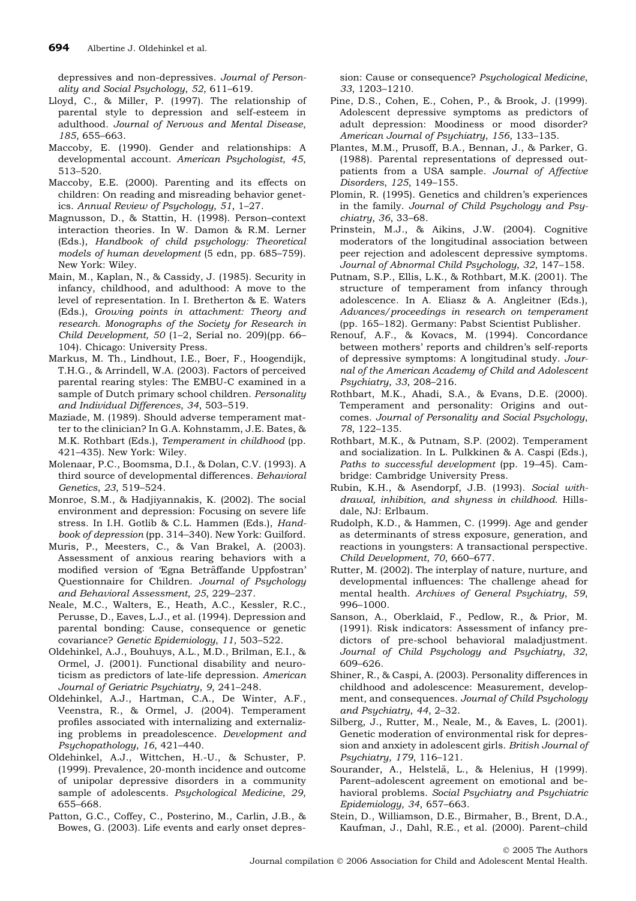depressives and non-depressives. *Journal of Personality and Social Psychology*, *52*, 611–619.

Lloyd, C., & Miller, P. (1997). The relationship of parental style to depression and self-esteem in adulthood. *Journal of Nervous and Mental Disease*, *185*, 655–663.

Maccoby, E. (1990). Gender and relationships: A developmental account. *American Psychologist*, *45*, 513–520.

Maccoby, E.E. (2000). Parenting and its effects on children: On reading and misreading behavior genetics. *Annual Review of Psychology*, *51*, 1–27.

Magnusson, D., & Stattin, H. (1998). Person–context interaction theories. In W. Damon & R.M. Lerner (Eds.), *Handbook of child psychology: Theoretical models of human development* (5 edn, pp. 685–759). New York: Wiley.

Main, M., Kaplan, N., & Cassidy, J. (1985). Security in infancy, childhood, and adulthood: A move to the level of representation. In I. Bretherton & E. Waters (Eds.), *Growing points in attachment: Theory and research. Monographs of the Society for Research in Child Development, 50* (1–2, Serial no. 209)(pp. 66–104). Chicago: University Press.

Markus, M. Th., Lindhout, I.E., Boer, F., Hoogendijk, T.H.G., & Arrindell, W.A. (2003). Factors of perceived parental rearing styles: The EMBU-C examined in a sample of Dutch primary school children. *Personality and Individual Differences*, *34*, 503–519.

Maziade, M. (1989). Should adverse temperament matter to the clinician? In G.A. Kohnstamm, J.E. Bates, & M.K. Rothbart (Eds.), *Temperament in childhood* (pp. 421–435). New York: Wiley.

Molenaar, P.C., Boomsma, D.I., & Dolan, C.V. (1993). A third source of developmental differences. *Behavioral Genetics*, *23*, 519–524.

Monroe, S.M., & Hadjiyannakis, K. (2002). The social environment and depression: Focusing on severe life stress. In I.H. Gotlib & C.L. Hammen (Eds.), *Handbook of depression* (pp. 314–340). New York: Guilford.

Muris, P., Meesters, C., & Van Brakel, A. (2003). Assessment of anxious rearing behaviors with a modified version of 'Egna Beträffande Uppfostran' Questionnaire for Children. *Journal of Psychology and Behavioral Assessment*, *25*, 229–237.

Neale, M.C., Walters, E., Heath, A.C., Kessler, R.C., Perusse, D., Eaves, L.J., et al. (1994). Depression and parental bonding: Cause, consequence or genetic covariance? *Genetic Epidemiology*, *11*, 503–522.

Oldehinkel, A.J., Bouhuys, A.L., M.D., Brilman, E.I., & Ormel, J. (2001). Functional disability and neuroticism as predictors of late-life depression. *American Journal of Geriatric Psychiatry*, *9*, 241–248.

Oldehinkel, A.J., Hartman, C.A., De Winter, A.F., Veenstra, R., & Ormel, J. (2004). Temperament profiles associated with internalizing and externalizing problems in preadolescence. *Development and Psychopathology*, *16*, 421–440.

Oldehinkel, A.J., Wittchen, H.-U., & Schuster, P. (1999). Prevalence, 20-month incidence and outcome of unipolar depressive disorders in a community sample of adolescents. *Psychological Medicine*, *29*, 655–668.

Patton, G.C., Coffey, C., Posterino, M., Carlin, J.B., & Bowes, G. (2003). Life events and early onset depression: Cause or consequence? *Psychological Medicine*, *33*, 1203–1210.

Pine, D.S., Cohen, E., Cohen, P., & Brook, J. (1999). Adolescent depressive symptoms as predictors of adult depression: Moodiness or mood disorder? *American Journal of Psychiatry*, *156*, 133–135.

Plantes, M.M., Prusoff, B.A., Bennan, J., & Parker, G. (1988). Parental representations of depressed outpatients from a USA sample. *Journal of Affective Disorders*, *125*, 149–155.

Plomin, R. (1995). Genetics and children's experiences in the family. *Journal of Child Psychology and Psychiatry*, *36*, 33–68.

Prinstein, M.J., & Aikins, J.W. (2004). Cognitive moderators of the longitudinal association between peer rejection and adolescent depressive symptoms. *Journal of Abnormal Child Psychology*, *32*, 147–158.

Putnam, S.P., Ellis, L.K., & Rothbart, M.K. (2001). The structure of temperament from infancy through adolescence. In A. Eliasz & A. Angleitner (Eds.), *Advances/proceedings in research on temperament* (pp. 165–182). Germany: Pabst Scientist Publisher.

Renouf, A.F., & Kovacs, M. (1994). Concordance between mothers' reports and children's self-reports of depressive symptoms: A longitudinal study. *Journal of the American Academy of Child and Adolescent Psychiatry*, *33*, 208–216.

Rothbart, M.K., Ahadi, S.A., & Evans, D.E. (2000). Temperament and personality: Origins and outcomes. *Journal of Personality and Social Psychology*, *78*, 122–135.

Rothbart, M.K., & Putnam, S.P. (2002). Temperament and socialization. In L. Pulkkinen & A. Caspi (Eds.), *Paths to successful development* (pp. 19–45). Cambridge: Cambridge University Press.

Rubin, K.H., & Asendorpf, J.B. (1993). *Social withdrawal, inhibition, and shyness in childhood*. Hillsdale, NJ: Erlbaum.

Rudolph, K.D., & Hammen, C. (1999). Age and gender as determinants of stress exposure, generation, and reactions in youngsters: A transactional perspective. *Child Development*, *70*, 660–677.

Rutter, M. (2002). The interplay of nature, nurture, and developmental influences: The challenge ahead for mental health. *Archives of General Psychiatry*, *59*, 996–1000.

Sanson, A., Oberklaid, F., Pedlow, R., & Prior, M. (1991). Risk indicators: Assessment of infancy predictors of pre-school behavioral maladjustment. *Journal of Child Psychology and Psychiatry*, *32*, 609–626.

Shiner, R., & Caspi, A. (2003). Personality differences in childhood and adolescence: Measurement, development, and consequences. *Journal of Child Psychology and Psychiatry*, *44*, 2–32.

Silberg, J., Rutter, M., Neale, M., & Eaves, L. (2001). Genetic moderation of environmental risk for depression and anxiety in adolescent girls. *British Journal of Psychiatry*, *179*, 116–121.

Sourander, A., Helstelä, L., & Helenius, H (1999). Parent–adolescent agreement on emotional and behavioral problems. *Social Psychiatry and Psychiatric Epidemiology*, *34*, 657–663.

Stein, D., Williamson, D.E., Birmaher, B., Brent, D.A., Kaufman, J., Dahl, R.E., et al. (2000). Parent–child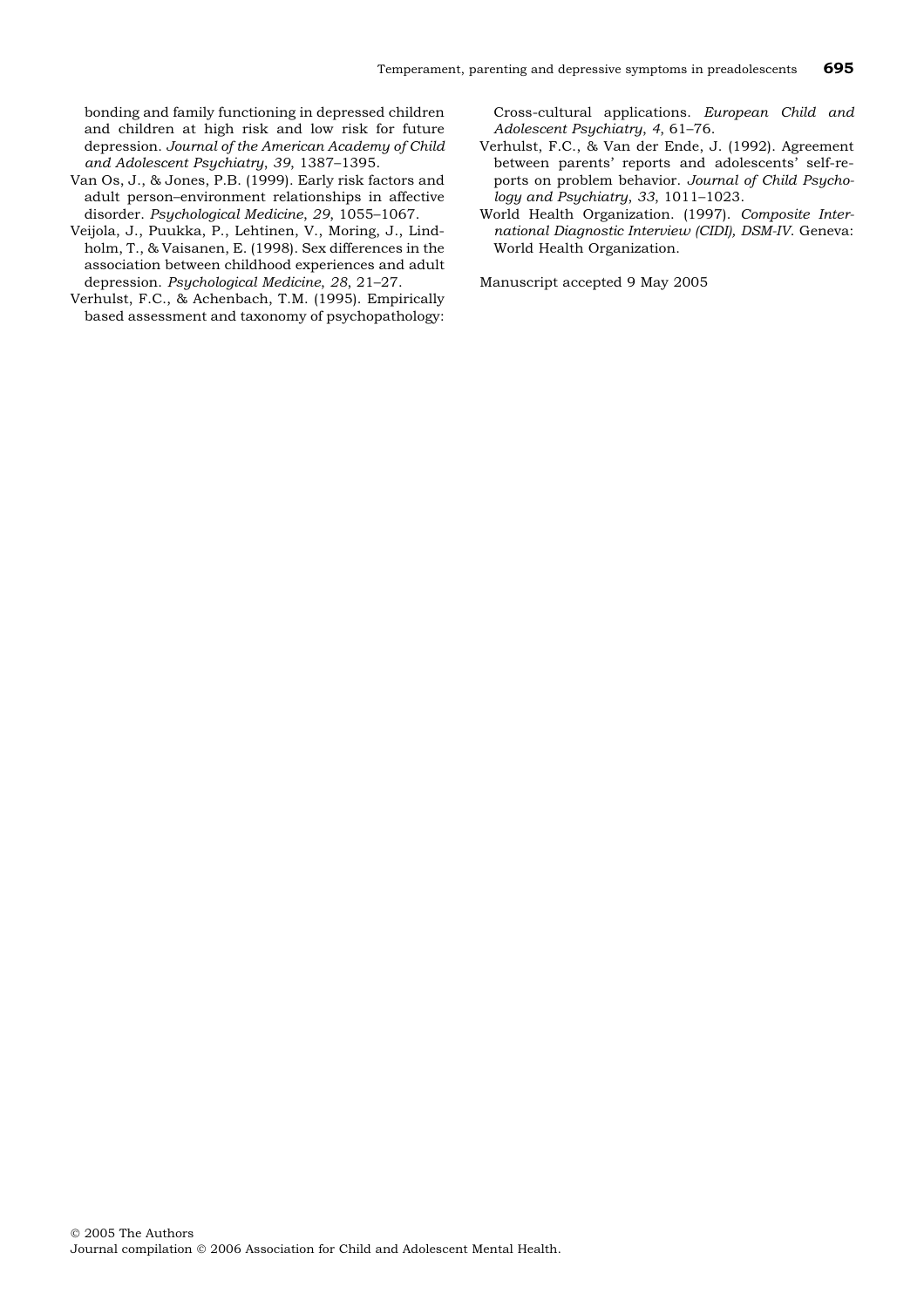bonding and family functioning in depressed children and children at high risk and low risk for future depression. *Journal of the American Academy of Child and Adolescent Psychiatry*, *39*, 1387–1395.

Van Os, J., & Jones, P.B. (1999). Early risk factors and adult person–environment relationships in affective disorder. *Psychological Medicine*, *29*, 1055–1067.

Veijola, J., Puukka, P., Lehtinen, V., Moring, J., Lindholm, T., & Vaisanen, E. (1998). Sex differences in the association between childhood experiences and adult depression. *Psychological Medicine*, *28*, 21–27.

Verhulst, F.C., & Achenbach, T.M. (1995). Empirically based assessment and taxonomy of psychopathology: Cross-cultural applications. *European Child and Adolescent Psychiatry*, *4*, 61–76.

Verhulst, F.C., & Van der Ende, J. (1992). Agreement between parents' reports and adolescents' self-reports on problem behavior. *Journal of Child Psychology and Psychiatry*, *33*, 1011–1023.

World Health Organization. (1997). *Composite International Diagnostic Interview (CIDI), DSM-IV*. Geneva: World Health Organization.

Manuscript accepted 9 May 2005